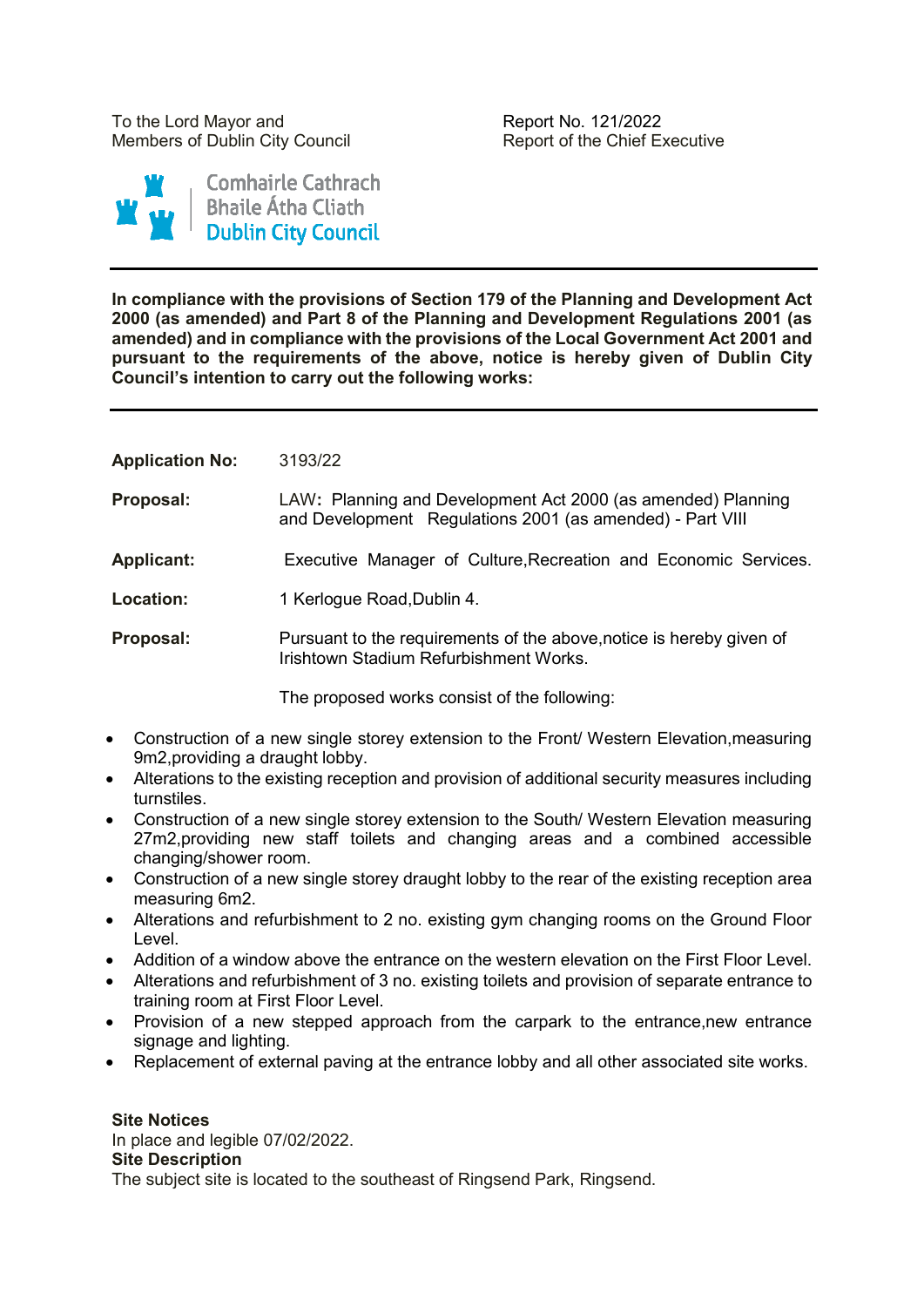To the Lord Mayor and
Members of Dublin City Council

Report No. 121/2022
Report of the Chief Executive

Comhairle Cathrach
Bhaile Átha Cliath
Dublin City Council

---

**In compliance with the provisions of Section 179 of the Planning and Development Act 2000 (as amended) and Part 8 of the Planning and Development Regulations 2001 (as amended) and in compliance with the provisions of the Local Government Act 2001 and pursuant to the requirements of the above, notice is hereby given of Dublin City Council's intention to carry out the following works:**

---

**Application No:** 3193/22

**Proposal:** LAW**:** Planning and Development Act 2000 (as amended) Planning and Development Regulations 2001 (as amended) - Part VIII

**Applicant:** Executive Manager of Culture,Recreation and Economic Services.

**Location:** 1 Kerlogue Road,Dublin 4.

**Proposal:** Pursuant to the requirements of the above,notice is hereby given of Irishtown Stadium Refurbishment Works.

The proposed works consist of the following:

- Construction of a new single storey extension to the Front/ Western Elevation,measuring 9m2,providing a draught lobby.
- Alterations to the existing reception and provision of additional security measures including turnstiles.
- Construction of a new single storey extension to the South/ Western Elevation measuring 27m2,providing new staff toilets and changing areas and a combined accessible changing/shower room.
- Construction of a new single storey draught lobby to the rear of the existing reception area measuring 6m2.
- Alterations and refurbishment to 2 no. existing gym changing rooms on the Ground Floor Level.
- Addition of a window above the entrance on the western elevation on the First Floor Level.
- Alterations and refurbishment of 3 no. existing toilets and provision of separate entrance to training room at First Floor Level.
- Provision of a new stepped approach from the carpark to the entrance,new entrance signage and lighting.
- Replacement of external paving at the entrance lobby and all other associated site works.

**Site Notices**
In place and legible 07/02/2022.
**Site Description**
The subject site is located to the southeast of Ringsend Park, Ringsend.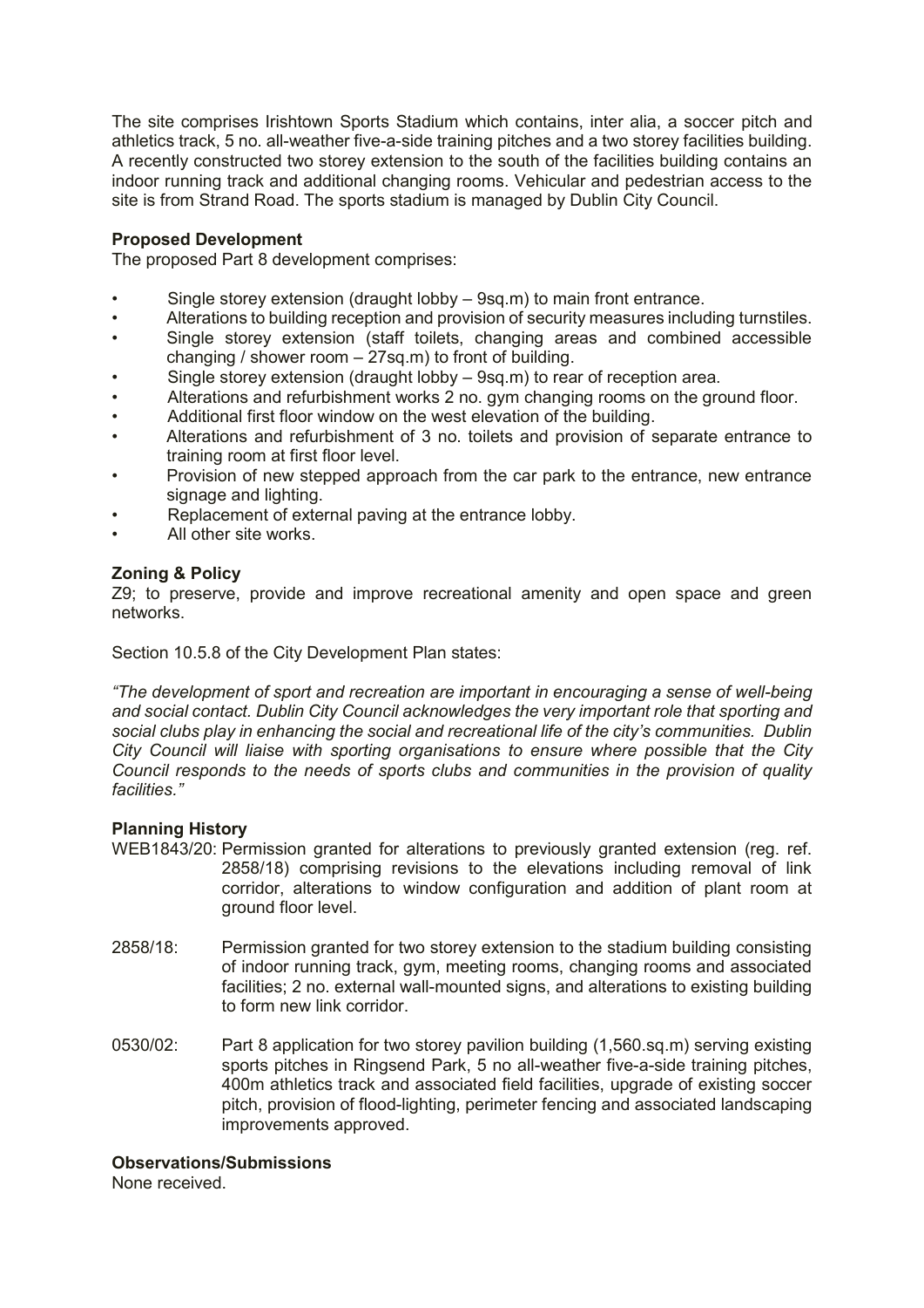The site comprises Irishtown Sports Stadium which contains, inter alia, a soccer pitch and athletics track, 5 no. all-weather five-a-side training pitches and a two storey facilities building. A recently constructed two storey extension to the south of the facilities building contains an indoor running track and additional changing rooms. Vehicular and pedestrian access to the site is from Strand Road. The sports stadium is managed by Dublin City Council.

**Proposed Development**

The proposed Part 8 development comprises:

- Single storey extension (draught lobby – 9sq.m) to main front entrance.
- Alterations to building reception and provision of security measures including turnstiles.
- Single storey extension (staff toilets, changing areas and combined accessible changing / shower room – 27sq.m) to front of building.
- Single storey extension (draught lobby – 9sq.m) to rear of reception area.
- Alterations and refurbishment works 2 no. gym changing rooms on the ground floor.
- Additional first floor window on the west elevation of the building.
- Alterations and refurbishment of 3 no. toilets and provision of separate entrance to training room at first floor level.
- Provision of new stepped approach from the car park to the entrance, new entrance signage and lighting.
- Replacement of external paving at the entrance lobby.
- All other site works.

**Zoning & Policy**

Z9; to preserve, provide and improve recreational amenity and open space and green networks.

Section 10.5.8 of the City Development Plan states:

*"The development of sport and recreation are important in encouraging a sense of well-being and social contact. Dublin City Council acknowledges the very important role that sporting and social clubs play in enhancing the social and recreational life of the city's communities. Dublin City Council will liaise with sporting organisations to ensure where possible that the City Council responds to the needs of sports clubs and communities in the provision of quality facilities."*

**Planning History**

WEB1843/20: Permission granted for alterations to previously granted extension (reg. ref. 2858/18) comprising revisions to the elevations including removal of link corridor, alterations to window configuration and addition of plant room at ground floor level.

2858/18: Permission granted for two storey extension to the stadium building consisting of indoor running track, gym, meeting rooms, changing rooms and associated facilities; 2 no. external wall-mounted signs, and alterations to existing building to form new link corridor.

0530/02: Part 8 application for two storey pavilion building (1,560.sq.m) serving existing sports pitches in Ringsend Park, 5 no all-weather five-a-side training pitches, 400m athletics track and associated field facilities, upgrade of existing soccer pitch, provision of flood-lighting, perimeter fencing and associated landscaping improvements approved.

**Observations/Submissions**

None received.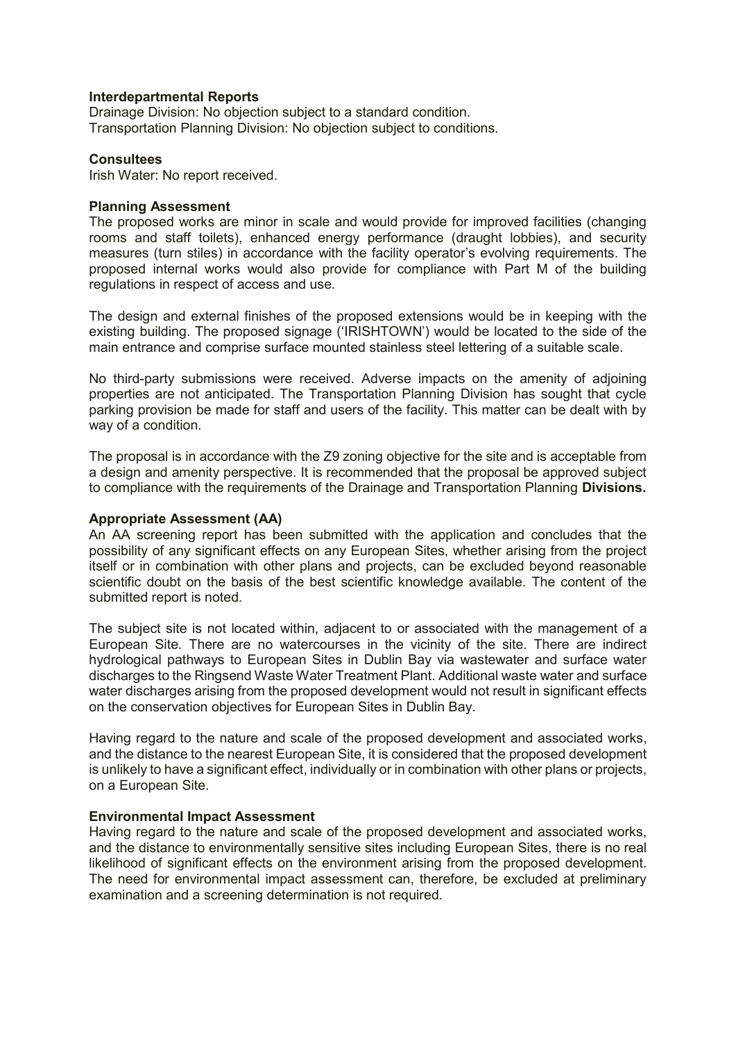**Interdepartmental Reports**
Drainage Division: No objection subject to a standard condition.
Transportation Planning Division: No objection subject to conditions.

**Consultees**
Irish Water: No report received.

**Planning Assessment**
The proposed works are minor in scale and would provide for improved facilities (changing rooms and staff toilets), enhanced energy performance (draught lobbies), and security measures (turn stiles) in accordance with the facility operator's evolving requirements. The proposed internal works would also provide for compliance with Part M of the building regulations in respect of access and use.

The design and external finishes of the proposed extensions would be in keeping with the existing building. The proposed signage ('IRISHTOWN') would be located to the side of the main entrance and comprise surface mounted stainless steel lettering of a suitable scale.

No third-party submissions were received. Adverse impacts on the amenity of adjoining properties are not anticipated. The Transportation Planning Division has sought that cycle parking provision be made for staff and users of the facility. This matter can be dealt with by way of a condition.

The proposal is in accordance with the Z9 zoning objective for the site and is acceptable from a design and amenity perspective. It is recommended that the proposal be approved subject to compliance with the requirements of the Drainage and Transportation Planning **Divisions.**

**Appropriate Assessment (AA)**
An AA screening report has been submitted with the application and concludes that the possibility of any significant effects on any European Sites, whether arising from the project itself or in combination with other plans and projects, can be excluded beyond reasonable scientific doubt on the basis of the best scientific knowledge available. The content of the submitted report is noted.

The subject site is not located within, adjacent to or associated with the management of a European Site. There are no watercourses in the vicinity of the site. There are indirect hydrological pathways to European Sites in Dublin Bay via wastewater and surface water discharges to the Ringsend Waste Water Treatment Plant. Additional waste water and surface water discharges arising from the proposed development would not result in significant effects on the conservation objectives for European Sites in Dublin Bay.

Having regard to the nature and scale of the proposed development and associated works, and the distance to the nearest European Site, it is considered that the proposed development is unlikely to have a significant effect, individually or in combination with other plans or projects, on a European Site.

**Environmental Impact Assessment**
Having regard to the nature and scale of the proposed development and associated works, and the distance to environmentally sensitive sites including European Sites, there is no real likelihood of significant effects on the environment arising from the proposed development. The need for environmental impact assessment can, therefore, be excluded at preliminary examination and a screening determination is not required.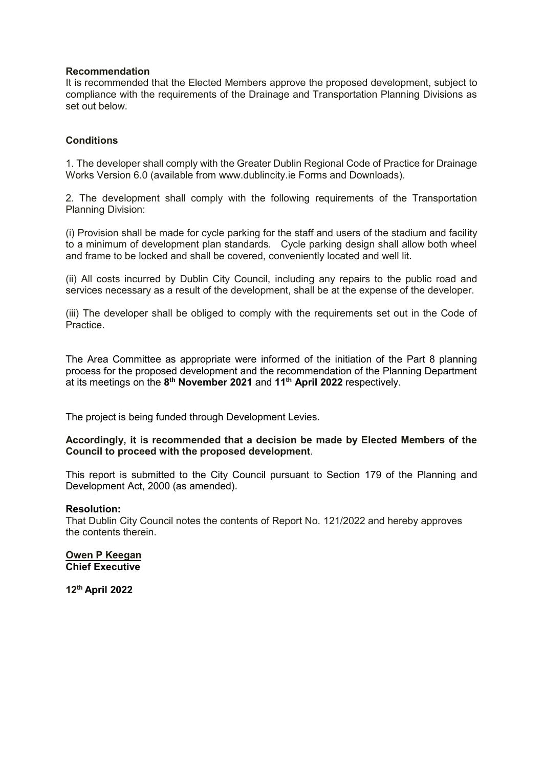**Recommendation**
It is recommended that the Elected Members approve the proposed development, subject to compliance with the requirements of the Drainage and Transportation Planning Divisions as set out below.

**Conditions**

1. The developer shall comply with the Greater Dublin Regional Code of Practice for Drainage Works Version 6.0 (available from www.dublincity.ie Forms and Downloads).

2. The development shall comply with the following requirements of the Transportation Planning Division:

(i) Provision shall be made for cycle parking for the staff and users of the stadium and facility to a minimum of development plan standards. Cycle parking design shall allow both wheel and frame to be locked and shall be covered, conveniently located and well lit.

(ii) All costs incurred by Dublin City Council, including any repairs to the public road and services necessary as a result of the development, shall be at the expense of the developer.

(iii) The developer shall be obliged to comply with the requirements set out in the Code of Practice.

The Area Committee as appropriate were informed of the initiation of the Part 8 planning process for the proposed development and the recommendation of the Planning Department at its meetings on the **8th November 2021** and **11th April 2022** respectively.

The project is being funded through Development Levies.

**Accordingly, it is recommended that a decision be made by Elected Members of the Council to proceed with the proposed development**.

This report is submitted to the City Council pursuant to Section 179 of the Planning and Development Act, 2000 (as amended).

**Resolution:**
That Dublin City Council notes the contents of Report No. 121/2022 and hereby approves the contents therein.

**Owen P Keegan**
**Chief Executive**

**12th April 2022**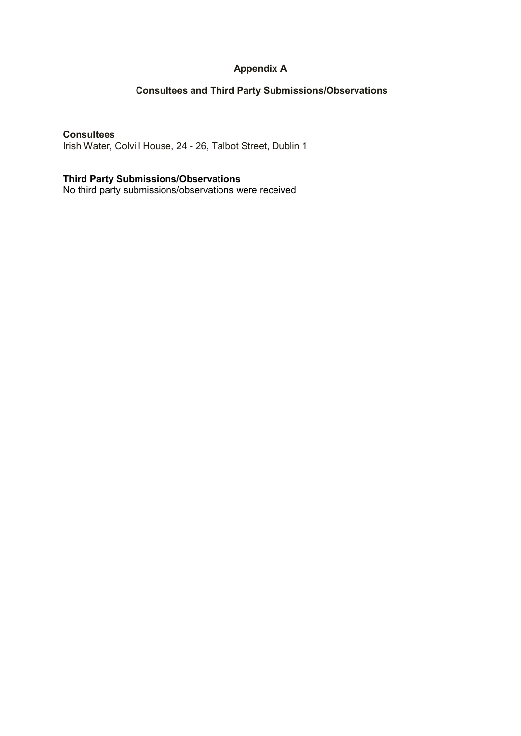# Appendix A

## Consultees and Third Party Submissions/Observations

**Consultees**
Irish Water, Colvill House, 24 - 26, Talbot Street, Dublin 1

**Third Party Submissions/Observations**
No third party submissions/observations were received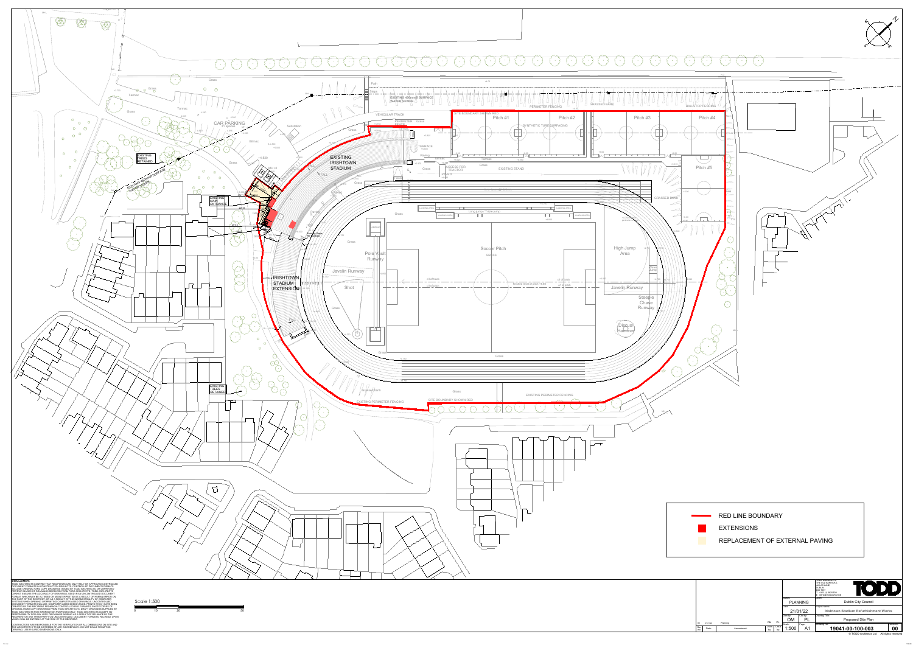EXISTING IRISHTOWN STADIUM

IRISHTOWN STADIUM EXTENSION

CAR PARKING

EXISTING TREES RETAINED

EXISTING MAIN ENTRANCE

SITE BOUNDARY SHOWN RED

EXISTING PERIMETER FENCING

EXISTING 450mm⌀ SURFACE WATER SEWER

PERIMETER FENCING

GRASSED BANK

BALLSTOP FENCING

Pitch #1

Pitch #2

Pitch #3

Pitch #4

Pitch #5

SYNTHETIC TURF SURFACING

EXISTING STAND

VEHICULAR TRACK

ACCESS FOR TRACTOR

Soccer Pitch

Pole Vault Runway

Javelin Runway

Shot

High Jump Area

Javelin Runway

Steeple Chase Runway

Discus/ Hammer

Long jump / Triple jump

Substation

Scale 1:500

0 10 20 50

RED LINE BOUNDARY

EXTENSIONS

REPLACEMENT OF EXTERNAL PAVING

**DISCLAIMER:**
TODD ARCHITECTS CONFIRM THAT RECIPIENTS CAN ONLY RELY ON APPROVED CONTROLLED DOCUMENT FORMATS IN CONSTRUCTION PROJECTS. CONTROLLED DOCUMENT FORMATS INCLUDE ORIGINAL HARD COPY DRAWINGS ISSUED BY TODD ARCHITECTS, OR UNPRINTED PDF/DWF IMAGES OF DRAWINGS RECEIVED FROM TODD ARCHITECTS. TODD ARCHITECTS CANNOT ENSURE THE ACCURACY OF DRAWINGS, USED IN AN UNCONTROLLED DOCUMENT FORMAT WHICH MAY BE ALTERED OR MISINTERPRETED AS A RESULT OF ANY ACTION ON THE PART OF THE RECIPIENT, OR AS A RESULT OF THE INCOMPATIBILITY OF COMPUTER SYSTEMS WHEN OPENING OR PRINTING COMPUTER AIDED DRAWINGS. UNCONTROLLED DOCUMENT FORMATS INCLUDE: COMPUTER AIDED DESIGN FILES, PRINTS WHICH HAVE BEEN CREATED BY THE RECIPIENT FROM NON-CONTROLLED FILE FORMATS, PHOTOCOPIES OF ORIGINAL HARD COPY DRAWINGS FROM TODD ARCHITECTS. DRAFT DRAWINGS SUPPLIED BY TODD ARCHITECTS FOR INFORMATION PURPOSES ONLY. TODD ARCHITECTS ACCEPT NO RESPONSIBILITY FOR ANY LOSS OR DAMAGE ARISING AS A RESULT OF RELIANCE BY THE RECIPIENT OR ANY THIRD PARTY ON UNCONTROLLED DOCUMENT FORMATS. RELIANCE UPON WHICH WILL BE ENTIRELY AT THE RISK OF THE RECIPIENT.

CONTRACTORS ARE RESPONSIBLE FOR THE VERIFICATION OF ALL DIMENSIONS ON SITE AND THE ARCHITECTS TO BE INFORMED OF ANY DISCREPANCY. DO NOT SCALE FROM THIS DRAWING. USE FIGURED DIMENSIONS ONLY.

| Rev | Date | Amendment | Drwn | Chkd |
|---|---|---|---|---|
| 00 | 21.01.22 | Planning | OM | PL |

TODD ARCHITECTS

Client: Dublin City Council

Project Name: Irishtown Stadium Refurbishment Works

Drawing Title: Proposed Site Plan

Status: PLANNING

Date: 21/01/22

Drawn by: OM

Chkd by: PL

Scale: 1:500

Page: A1

Drawing No: 19041-00-100-003

Rev: 00

© TODD Architects Ltd All rights reserved